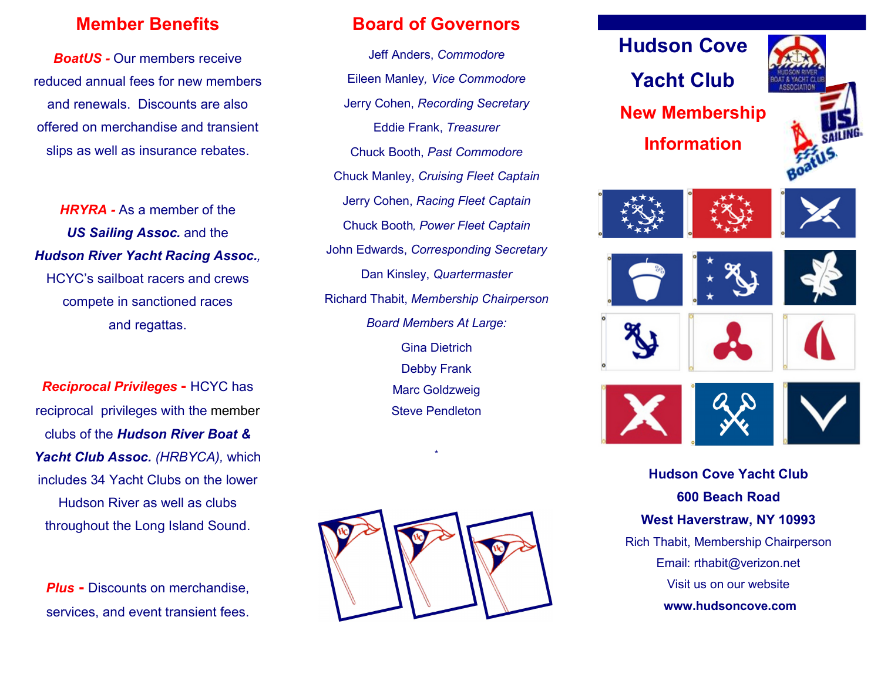## Member Benefits

***BoatUS*** **-** Our members receive reduced annual fees for new members and renewals. Discounts are also offered on merchandise and transient slips as well as insurance rebates.

***HRYRA*** **-** As a member of the ***US Sailing Assoc.*** and the ***Hudson River Yacht Racing Assoc.***, HCYC's sailboat racers and crews compete in sanctioned races and regattas.

***Reciprocal Privileges*** **-** HCYC has reciprocal privileges with the member clubs of the ***Hudson River Boat & Yacht Club Assoc.*** *(HRBYCA),* which includes 34 Yacht Clubs on the lower Hudson River as well as clubs throughout the Long Island Sound.

***Plus*** **-** Discounts on merchandise, services, and event transient fees.

## Board of Governors

Jeff Anders, *Commodore*

Eileen Manley, *Vice Commodore*

Jerry Cohen, *Recording Secretary*

Eddie Frank, *Treasurer*

Chuck Booth, *Past Commodore*

Chuck Manley, *Cruising Fleet Captain*

Jerry Cohen, *Racing Fleet Captain*

Chuck Booth, *Power Fleet Captain*

John Edwards, *Corresponding Secretary*

Dan Kinsley, *Quartermaster*

Richard Thabit, *Membership Chairperson*

*Board Members At Large:*

Gina Dietrich

Debby Frank

Marc Goldzweig

Steve Pendleton

*

# Hudson Cove Yacht Club

## New Membership Information

**Hudson Cove Yacht Club**

**600 Beach Road**

**West Haverstraw, NY 10993**

Rich Thabit, Membership Chairperson

Email: rthabit@verizon.net

Visit us on our website

**www.hudsoncove.com**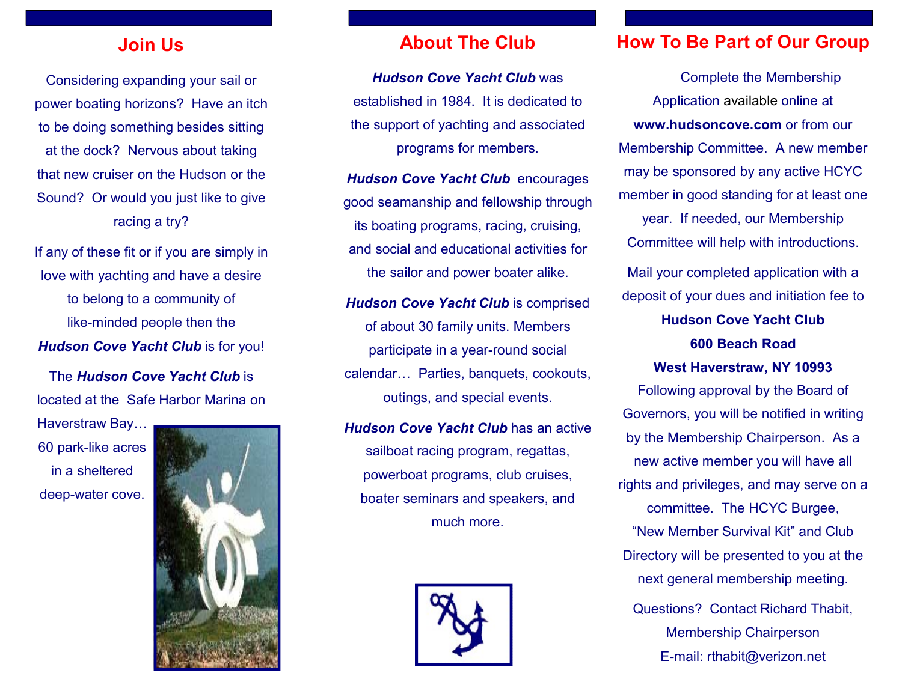## Join Us

Considering expanding your sail or power boating horizons? Have an itch to be doing something besides sitting at the dock? Nervous about taking that new cruiser on the Hudson or the Sound? Or would you just like to give racing a try?

If any of these fit or if you are simply in love with yachting and have a desire to belong to a community of like-minded people then the ***Hudson Cove Yacht Club*** is for you!

The ***Hudson Cove Yacht Club*** is located at the Safe Harbor Marina on Haverstraw Bay… 60 park-like acres in a sheltered deep-water cove.

## About The Club

***Hudson Cove Yacht Club*** was established in 1984. It is dedicated to the support of yachting and associated programs for members.

***Hudson Cove Yacht Club*** encourages good seamanship and fellowship through its boating programs, racing, cruising, and social and educational activities for the sailor and power boater alike.

***Hudson Cove Yacht Club*** is comprised of about 30 family units. Members participate in a year-round social calendar… Parties, banquets, cookouts, outings, and special events.

***Hudson Cove Yacht Club*** has an active sailboat racing program, regattas, powerboat programs, club cruises, boater seminars and speakers, and much more.

## How To Be Part of Our Group

Complete the Membership Application available online at **www.hudsoncove.com** or from our Membership Committee. A new member may be sponsored by any active HCYC member in good standing for at least one year. If needed, our Membership Committee will help with introductions.

Mail your completed application with a deposit of your dues and initiation fee to

**Hudson Cove Yacht Club**
**600 Beach Road**
**West Haverstraw, NY 10993**

Following approval by the Board of Governors, you will be notified in writing by the Membership Chairperson. As a new active member you will have all rights and privileges, and may serve on a committee. The HCYC Burgee, "New Member Survival Kit" and Club Directory will be presented to you at the next general membership meeting.

Questions? Contact Richard Thabit, Membership Chairperson
E-mail: rthabit@verizon.net